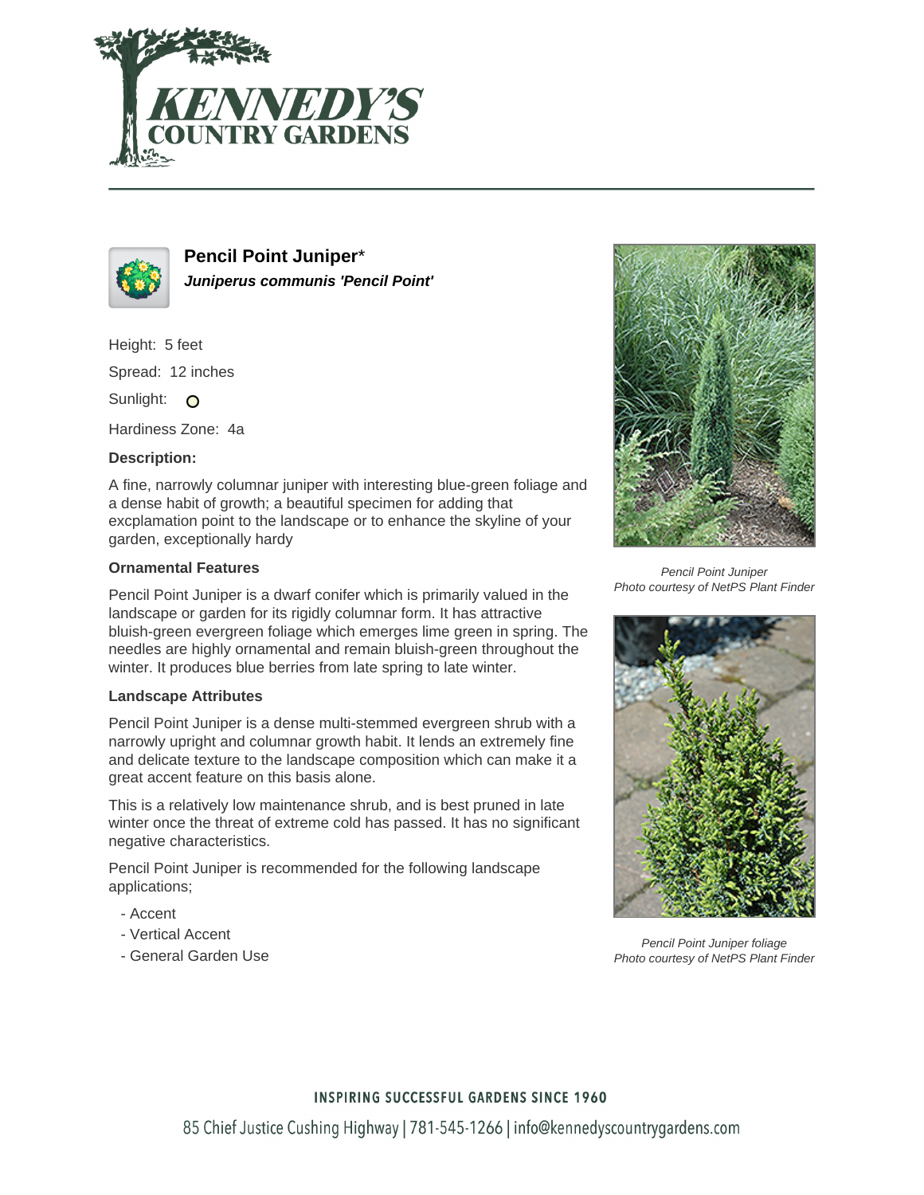# Pencil Point Juniper*

***Juniperus communis* 'Pencil Point'**

Height: 5 feet

Spread: 12 inches

Sunlight: ○

Hardiness Zone: 4a

**Description:**

A fine, narrowly columnar juniper with interesting blue-green foliage and a dense habit of growth; a beautiful specimen for adding that excplamation point to the landscape or to enhance the skyline of your garden, exceptionally hardy

### Ornamental Features

Pencil Point Juniper is a dwarf conifer which is primarily valued in the landscape or garden for its rigidly columnar form. It has attractive bluish-green evergreen foliage which emerges lime green in spring. The needles are highly ornamental and remain bluish-green throughout the winter. It produces blue berries from late spring to late winter.

### Landscape Attributes

Pencil Point Juniper is a dense multi-stemmed evergreen shrub with a narrowly upright and columnar growth habit. It lends an extremely fine and delicate texture to the landscape composition which can make it a great accent feature on this basis alone.

This is a relatively low maintenance shrub, and is best pruned in late winter once the threat of extreme cold has passed. It has no significant negative characteristics.

Pencil Point Juniper is recommended for the following landscape applications;

- Accent
- Vertical Accent
- General Garden Use

*Pencil Point Juniper*
*Photo courtesy of NetPS Plant Finder*

*Pencil Point Juniper foliage*
*Photo courtesy of NetPS Plant Finder*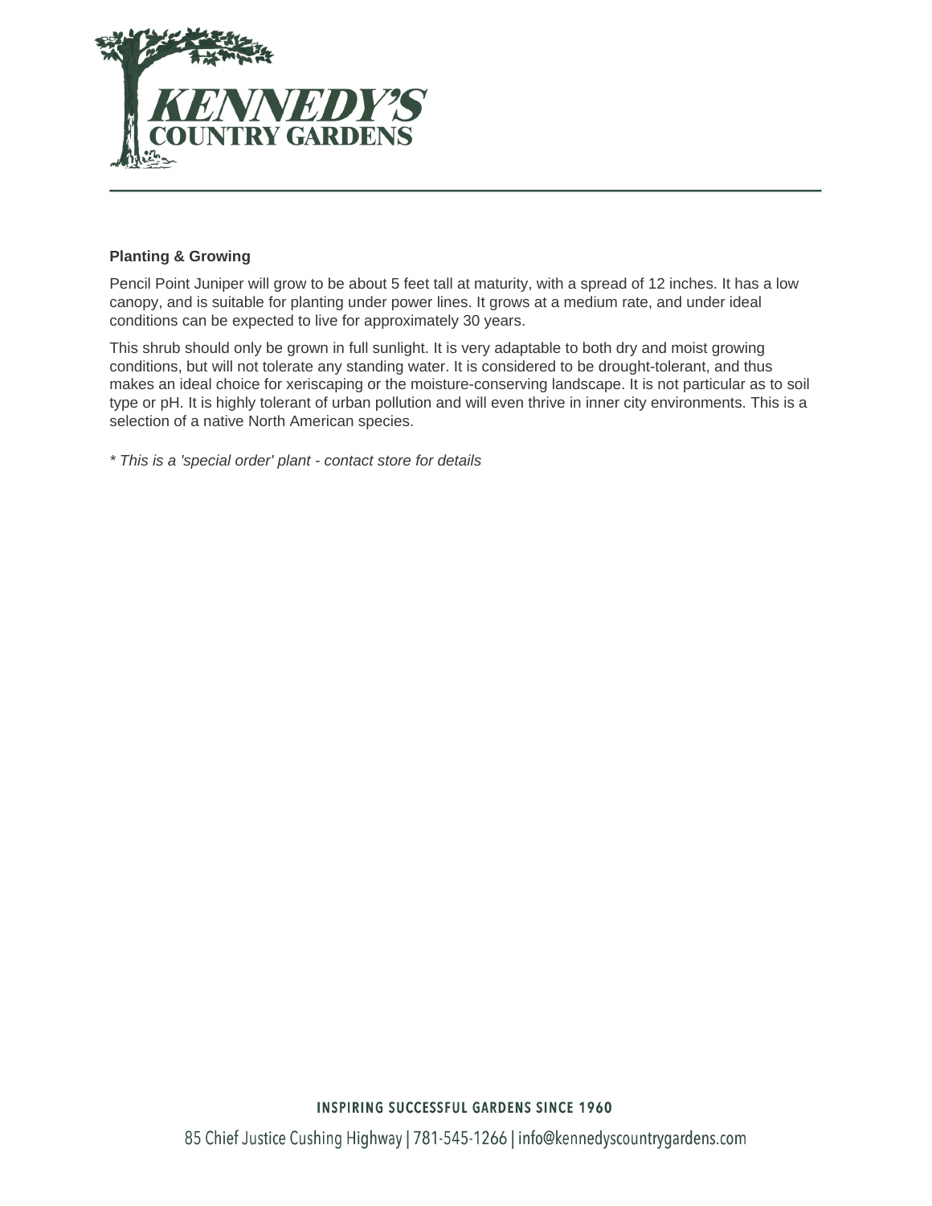**Planting & Growing**

Pencil Point Juniper will grow to be about 5 feet tall at maturity, with a spread of 12 inches. It has a low canopy, and is suitable for planting under power lines. It grows at a medium rate, and under ideal conditions can be expected to live for approximately 30 years.

This shrub should only be grown in full sunlight. It is very adaptable to both dry and moist growing conditions, but will not tolerate any standing water. It is considered to be drought-tolerant, and thus makes an ideal choice for xeriscaping or the moisture-conserving landscape. It is not particular as to soil type or pH. It is highly tolerant of urban pollution and will even thrive in inner city environments. This is a selection of a native North American species.

*\* This is a 'special order' plant - contact store for details*